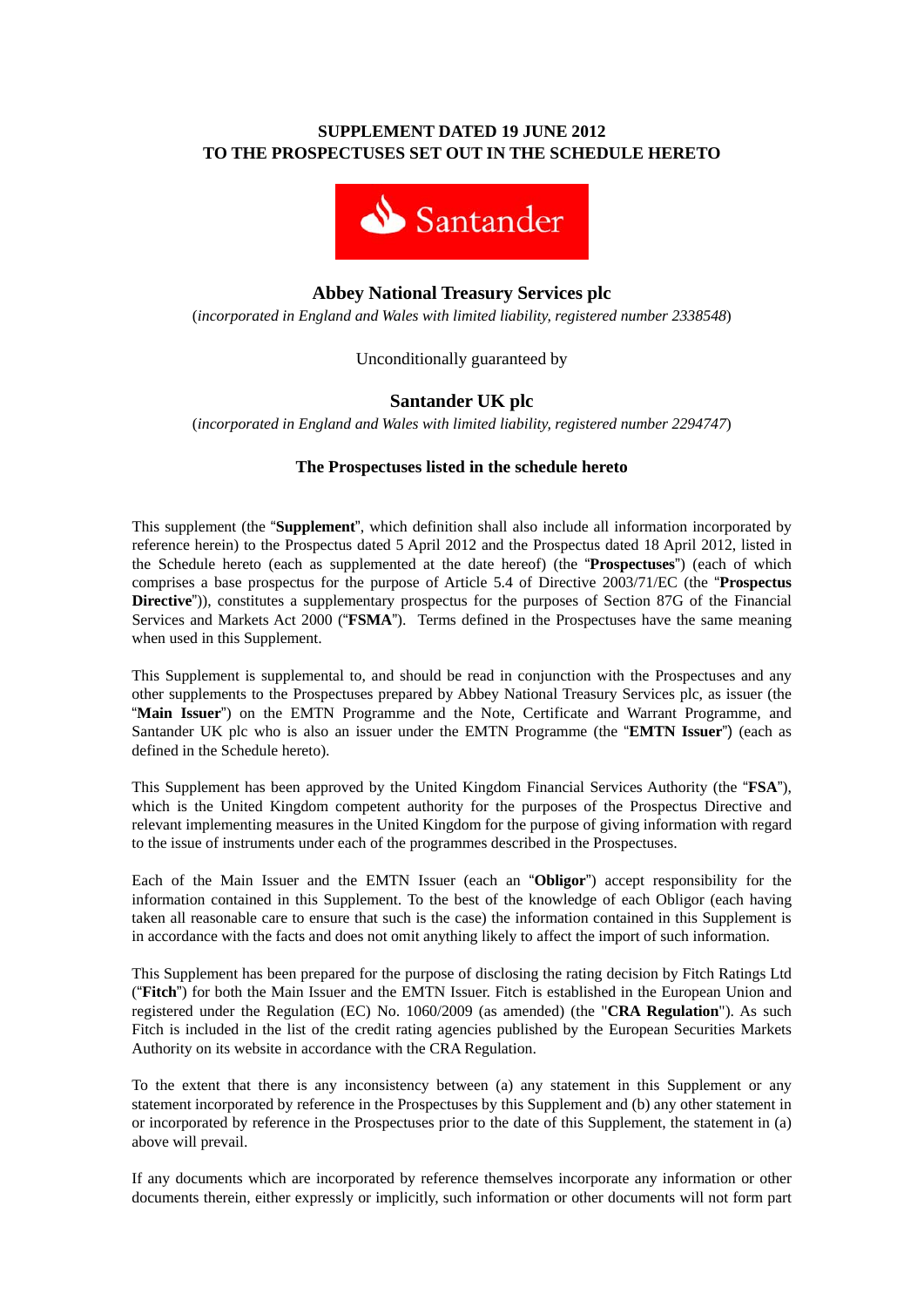**SUPPLEMENT DATED 19 JUNE 2012**
**TO THE PROSPECTUSES SET OUT IN THE SCHEDULE HERETO**

Santander

## Abbey National Treasury Services plc

(*incorporated in England and Wales with limited liability, registered number 2338548*)

Unconditionally guaranteed by

## Santander UK plc

(*incorporated in England and Wales with limited liability, registered number 2294747*)

**The Prospectuses listed in the schedule hereto**

This supplement (the "**Supplement**", which definition shall also include all information incorporated by reference herein) to the Prospectuses dated 5 April 2012 and the Prospectus dated 18 April 2012, listed in the Schedule hereto (each as supplemented at the date hereof) (the "**Prospectuses**") (each of which comprises a base prospectus for the purpose of Article 5.4 of Directive 2003/71/EC (the "**Prospectus Directive**")), constitutes a supplementary prospectus for the purposes of Section 87G of the Financial Services and Markets Act 2000 ("**FSMA**"). Terms defined in the Prospectuses have the same meaning when used in this Supplement.

This Supplement is supplemental to, and should be read in conjunction with the Prospectuses and any other supplements to the Prospectuses prepared by Abbey National Treasury Services plc, as issuer (the "**Main Issuer**") on the EMTN Programme and the Note, Certificate and Warrant Programme, and Santander UK plc who is also an issuer under the EMTN Programme (the "**EMTN Issuer**") (each as defined in the Schedule hereto).

This Supplement has been approved by the United Kingdom Financial Services Authority (the "**FSA**"), which is the United Kingdom competent authority for the purposes of the Prospectus Directive and relevant implementing measures in the United Kingdom for the purpose of giving information with regard to the issue of instruments under each of the programmes described in the Prospectuses.

Each of the Main Issuer and the EMTN Issuer (each an "**Obligor**") accept responsibility for the information contained in this Supplement. To the best of the knowledge of each Obligor (each having taken all reasonable care to ensure that such is the case) the information contained in this Supplement is in accordance with the facts and does not omit anything likely to affect the import of such information.

This Supplement has been prepared for the purpose of disclosing the rating decision by Fitch Ratings Ltd ("**Fitch**") for both the Main Issuer and the EMTN Issuer. Fitch is established in the European Union and registered under the Regulation (EC) No. 1060/2009 (as amended) (the "**CRA Regulation**"). As such Fitch is included in the list of the credit rating agencies published by the European Securities Markets Authority on its website in accordance with the CRA Regulation.

To the extent that there is any inconsistency between (a) any statement in this Supplement or any statement incorporated by reference in the Prospectuses by this Supplement and (b) any other statement in or incorporated by reference in the Prospectuses prior to the date of this Supplement, the statement in (a) above will prevail.

If any documents which are incorporated by reference themselves incorporate any information or other documents therein, either expressly or implicitly, such information or other documents will not form part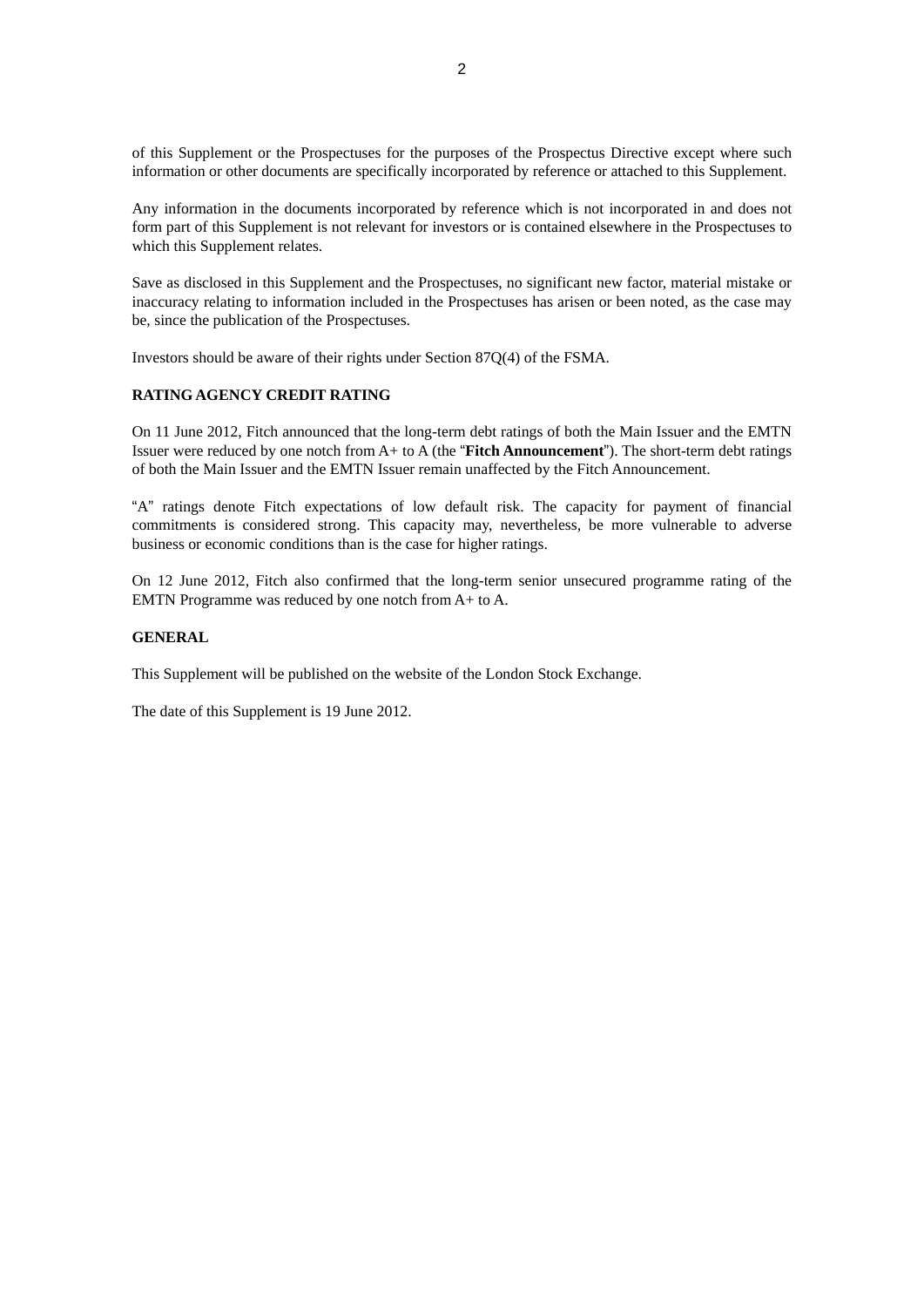of this Supplement or the Prospectuses for the purposes of the Prospectus Directive except where such information or other documents are specifically incorporated by reference or attached to this Supplement.

Any information in the documents incorporated by reference which is not incorporated in and does not form part of this Supplement is not relevant for investors or is contained elsewhere in the Prospectuses to which this Supplement relates.

Save as disclosed in this Supplement and the Prospectuses, no significant new factor, material mistake or inaccuracy relating to information included in the Prospectuses has arisen or been noted, as the case may be, since the publication of the Prospectuses.

Investors should be aware of their rights under Section 87Q(4) of the FSMA.

**RATING AGENCY CREDIT RATING**

On 11 June 2012, Fitch announced that the long-term debt ratings of both the Main Issuer and the EMTN Issuer were reduced by one notch from A+ to A (the "**Fitch Announcement**"). The short-term debt ratings of both the Main Issuer and the EMTN Issuer remain unaffected by the Fitch Announcement.

"A" ratings denote Fitch expectations of low default risk. The capacity for payment of financial commitments is considered strong. This capacity may, nevertheless, be more vulnerable to adverse business or economic conditions than is the case for higher ratings.

On 12 June 2012, Fitch also confirmed that the long-term senior unsecured programme rating of the EMTN Programme was reduced by one notch from A+ to A.

**GENERAL**

This Supplement will be published on the website of the London Stock Exchange.

The date of this Supplement is 19 June 2012.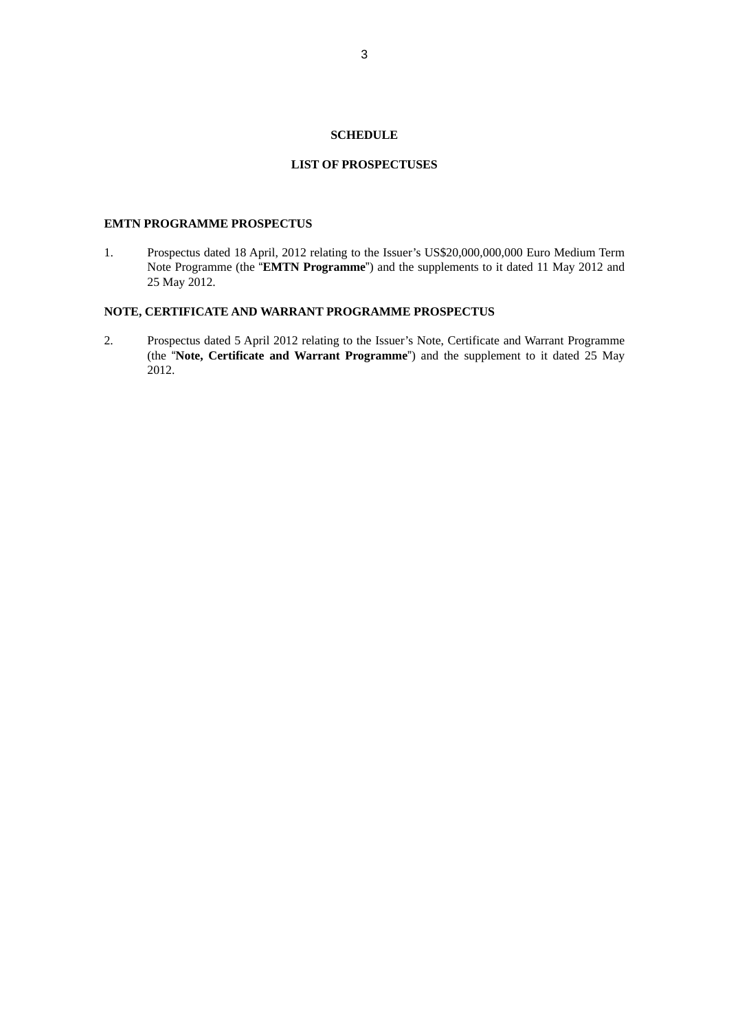# SCHEDULE

## LIST OF PROSPECTUSES

### EMTN PROGRAMME PROSPECTUS

1. Prospectus dated 18 April, 2012 relating to the Issuer's US$20,000,000,000 Euro Medium Term Note Programme (the "**EMTN Programme**") and the supplements to it dated 11 May 2012 and 25 May 2012.

### NOTE, CERTIFICATE AND WARRANT PROGRAMME PROSPECTUS

2. Prospectus dated 5 April 2012 relating to the Issuer's Note, Certificate and Warrant Programme (the "**Note, Certificate and Warrant Programme**") and the supplement to it dated 25 May 2012.